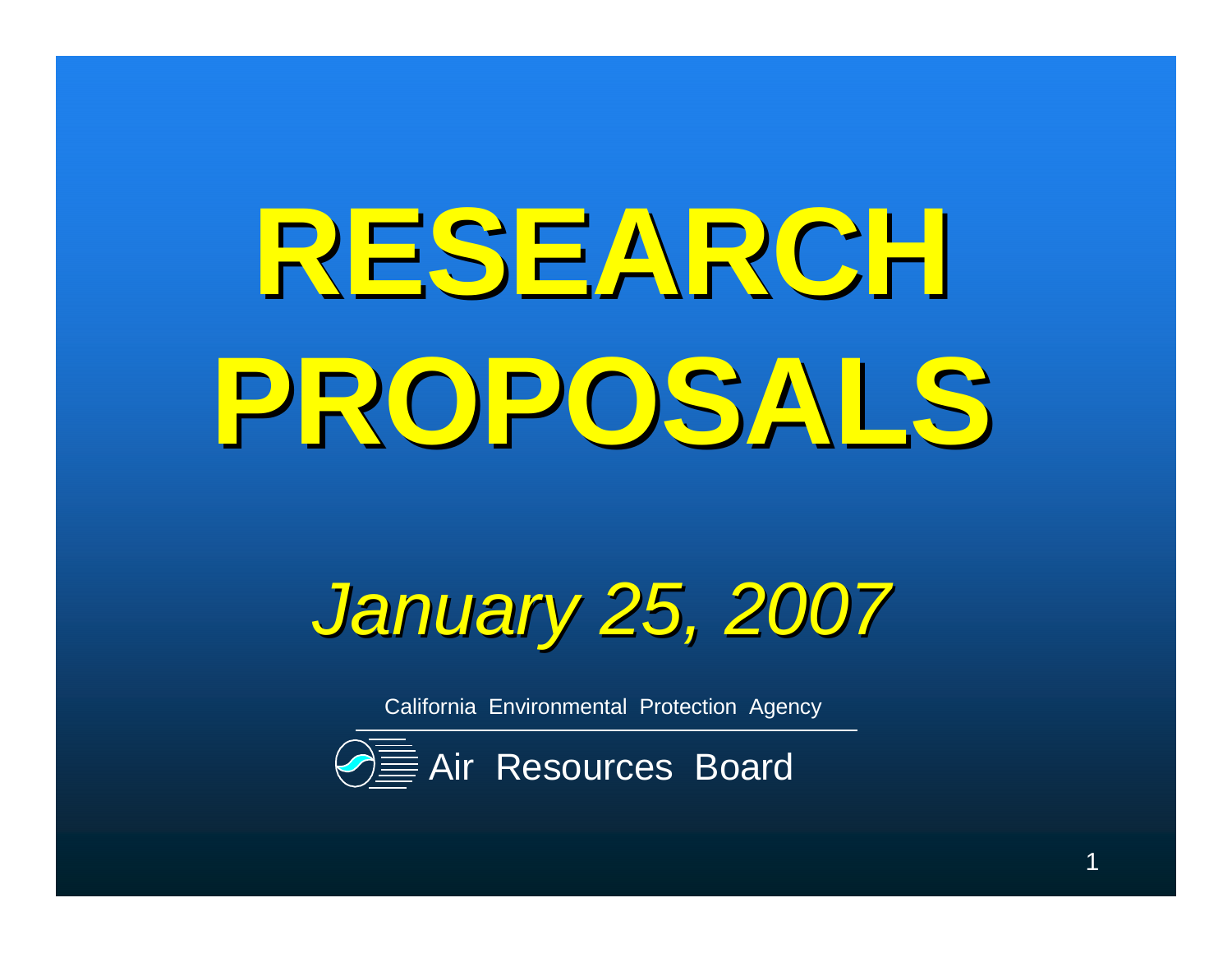# RESEARCH PROPOSALS

*January 25, 2007*

California Environmental Protection Agency

Air Resources Board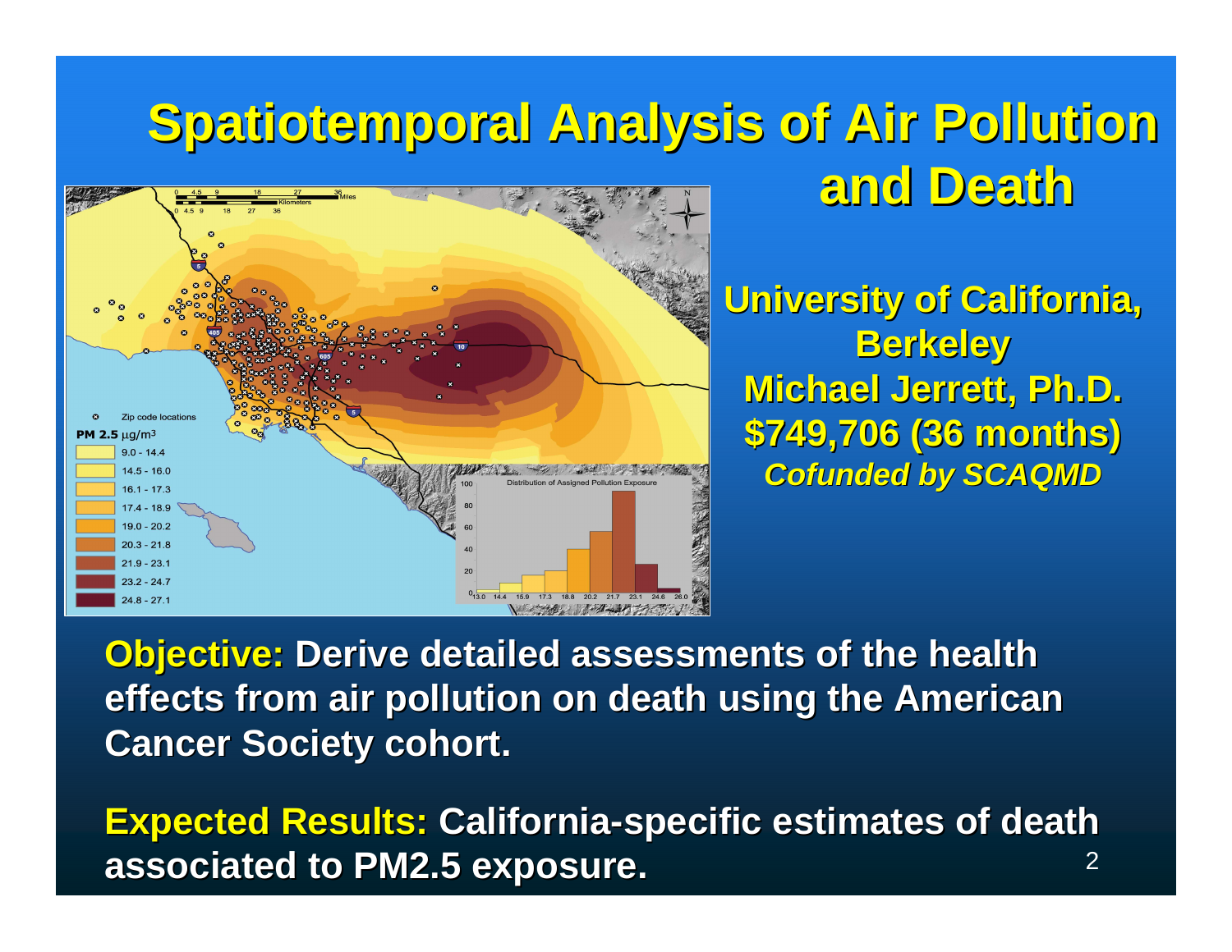# Spatiotemporal Analysis of Air Pollution and Death

**University of California, Berkeley**
**Michael Jerrett, Ph.D.**
**$749,706 (36 months)**
***Cofunded by SCAQMD***

**Objective:** Derive detailed assessments of the health effects from air pollution on death using the American Cancer Society cohort.

**Expected Results:** California-specific estimates of death associated to PM2.5 exposure.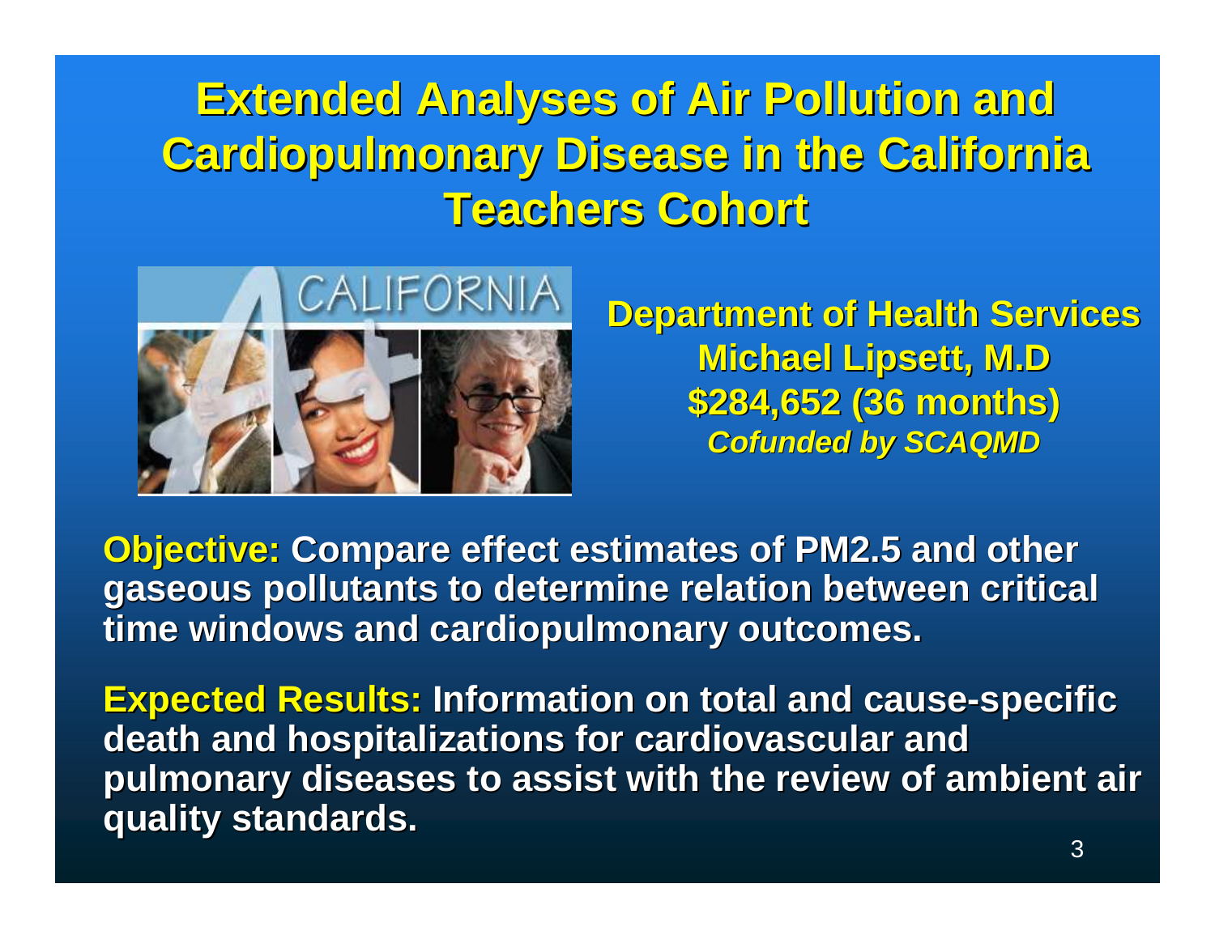# Extended Analyses of Air Pollution and Cardiopulmonary Disease in the California Teachers Cohort

**Department of Health Services**
**Michael Lipsett, M.D**
**$284,652 (36 months)**
***Cofunded by SCAQMD***

**Objective:** Compare effect estimates of PM2.5 and other gaseous pollutants to determine relation between critical time windows and cardiopulmonary outcomes.

**Expected Results:** Information on total and cause-specific death and hospitalizations for cardiovascular and pulmonary diseases to assist with the review of ambient air quality standards.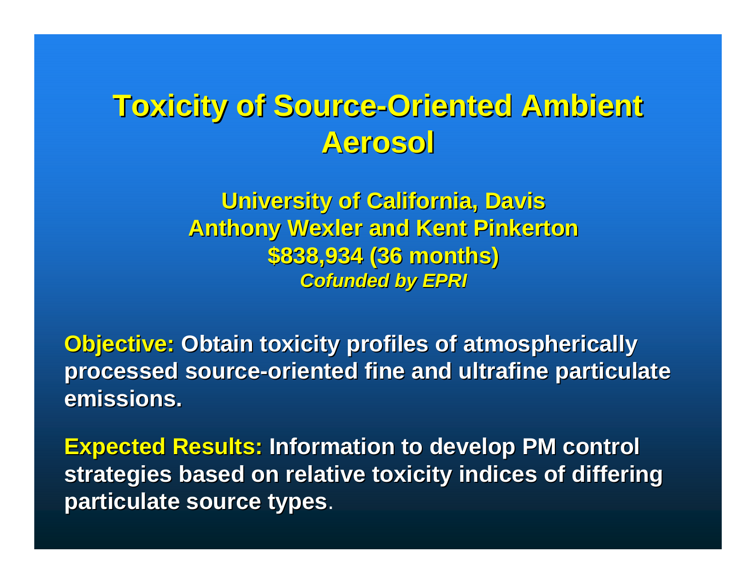# Toxicity of Source-Oriented Ambient Aerosol

**University of California, Davis**
**Anthony Wexler and Kent Pinkerton**
**$838,934 (36 months)**
***Cofunded by EPRI***

**Objective:** Obtain toxicity profiles of atmospherically processed source-oriented fine and ultrafine particulate emissions.

**Expected Results:** Information to develop PM control strategies based on relative toxicity indices of differing particulate source types.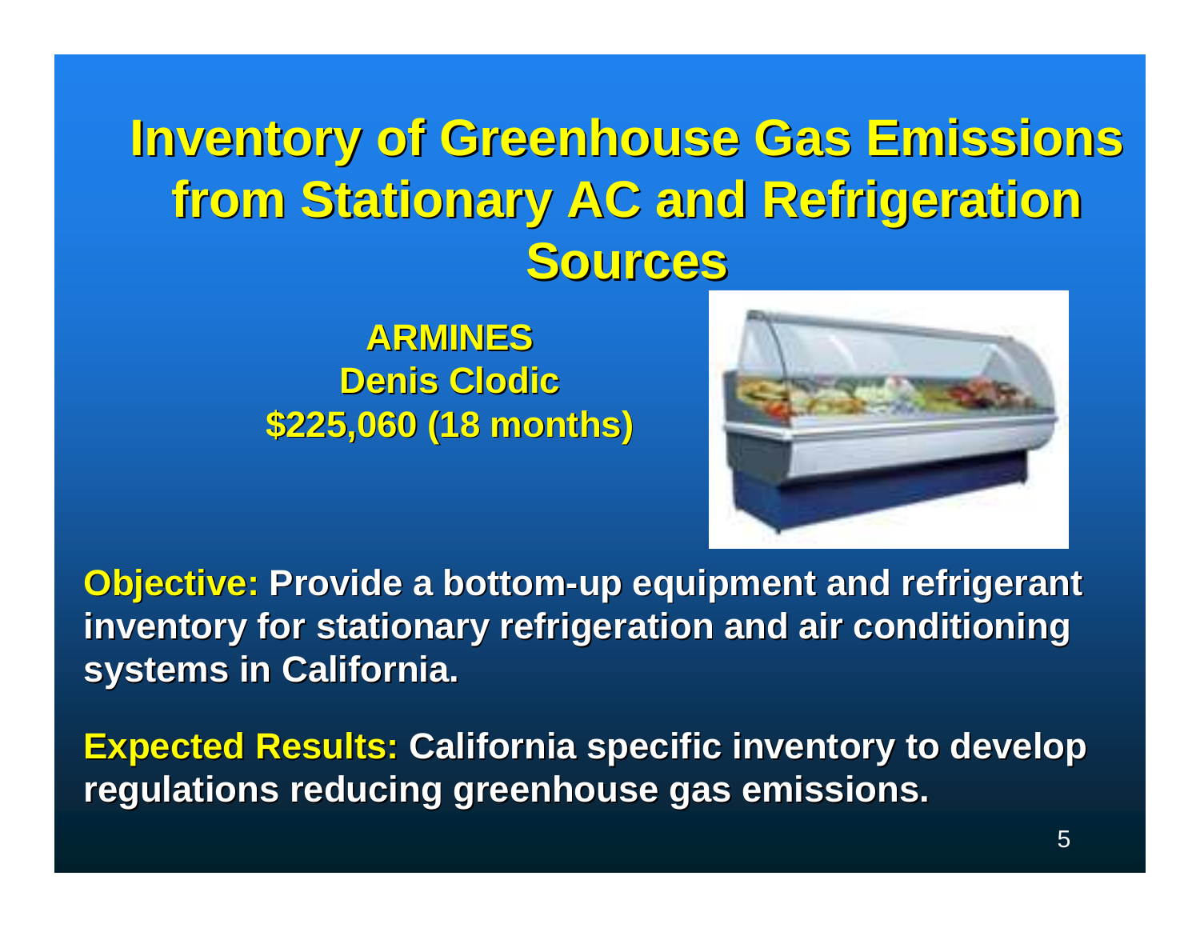# Inventory of Greenhouse Gas Emissions from Stationary AC and Refrigeration Sources

**ARMINES**
**Denis Clodic**
**$225,060 (18 months)**

**Objective:** Provide a bottom-up equipment and refrigerant inventory for stationary refrigeration and air conditioning systems in California.

**Expected Results:** California specific inventory to develop regulations reducing greenhouse gas emissions.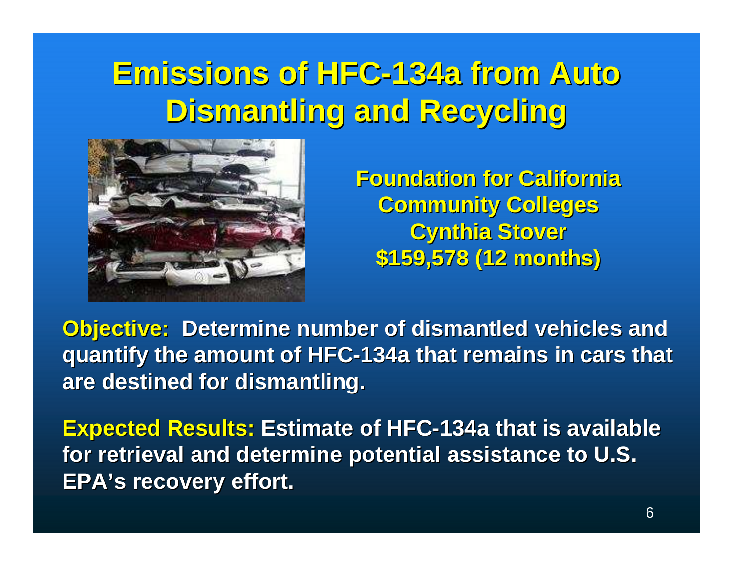# Emissions of HFC-134a from Auto Dismantling and Recycling

**Foundation for California Community Colleges**
**Cynthia Stover**
**$159,578 (12 months)**

**Objective:** Determine number of dismantled vehicles and quantify the amount of HFC-134a that remains in cars that are destined for dismantling.

**Expected Results:** Estimate of HFC-134a that is available for retrieval and determine potential assistance to U.S. EPA's recovery effort.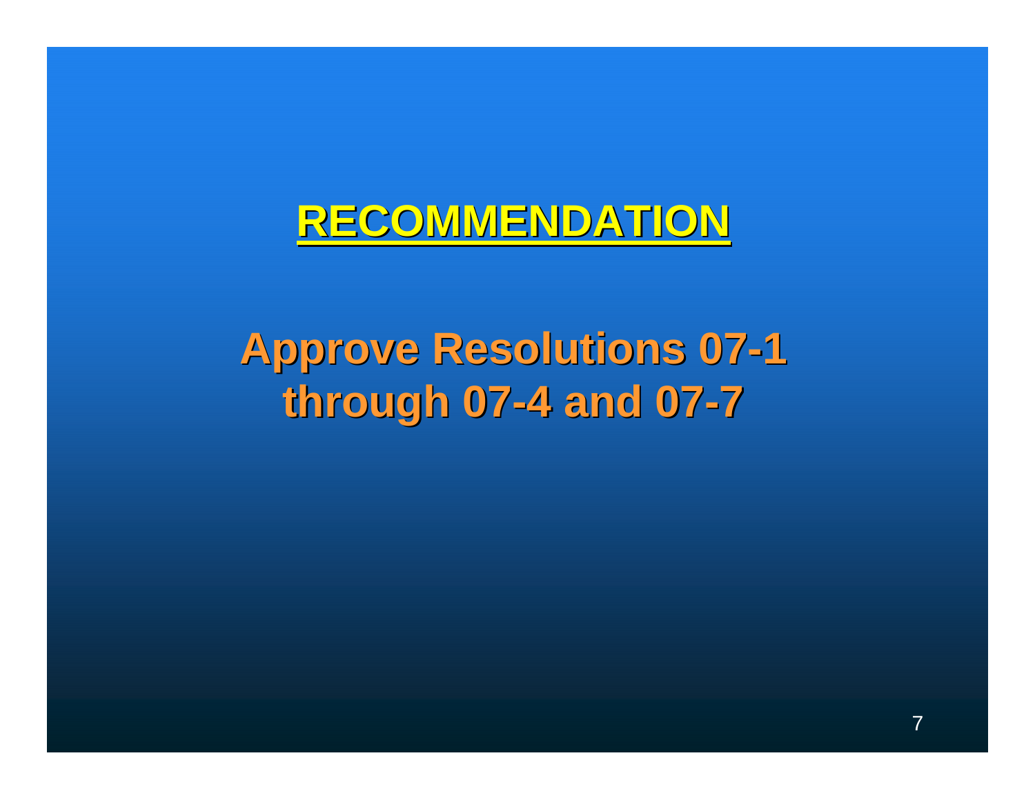# RECOMMENDATION

**Approve Resolutions 07-1 through 07-4 and 07-7**